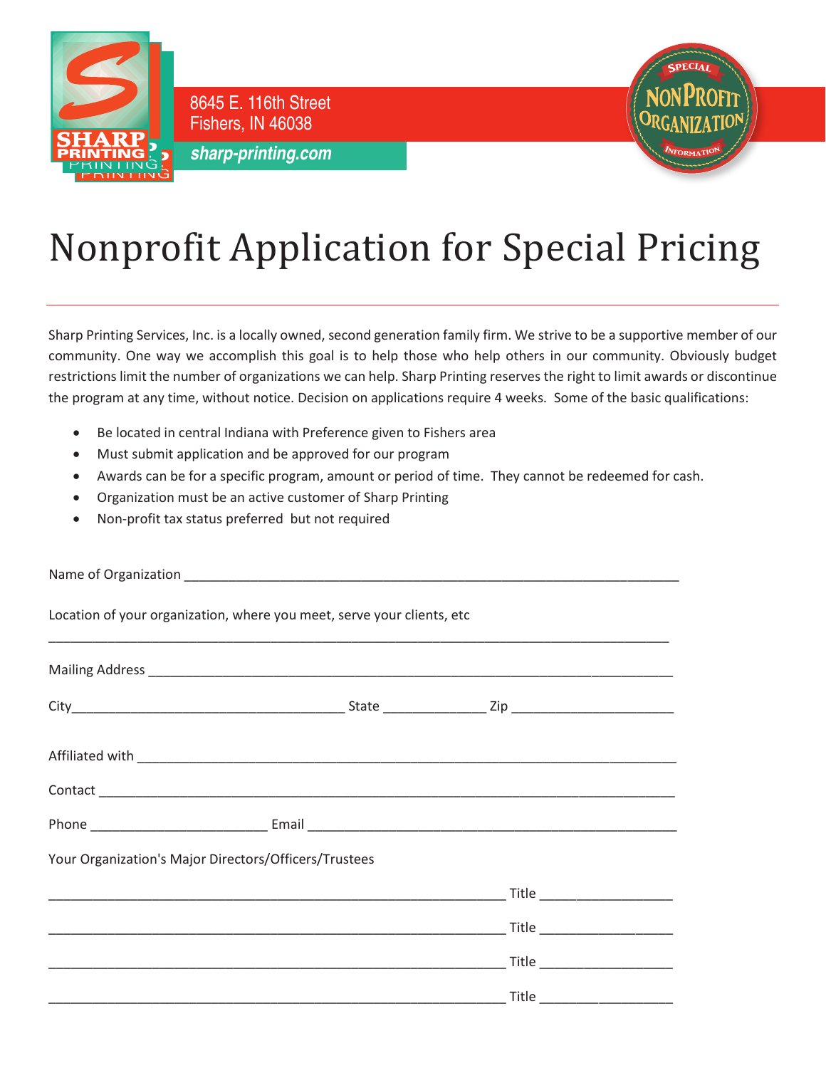SHARP PRINTING

8645 E. 116th Street
Fishers, IN 46038

*sharp-printing.com*

SPECIAL NONPROFIT ORGANIZATION INFORMATION

# Nonprofit Application for Special Pricing

Sharp Printing Services, Inc. is a locally owned, second generation family firm. We strive to be a supportive member of our community. One way we accomplish this goal is to help those who help others in our community. Obviously budget restrictions limit the number of organizations we can help. Sharp Printing reserves the right to limit awards or discontinue the program at any time, without notice. Decision on applications require 4 weeks. Some of the basic qualifications:

- Be located in central Indiana with Preference given to Fishers area
- Must submit application and be approved for our program
- Awards can be for a specific program, amount or period of time. They cannot be redeemed for cash.
- Organization must be an active customer of Sharp Printing
- Non-profit tax status preferred but not required

Name of Organization ______________________________________________________________________

Location of your organization, where you meet, serve your clients, etc

______________________________________________________________________________________

Mailing Address __________________________________________________________________________

City_____________________________________ State ______________ Zip ______________________

Affiliated with ____________________________________________________________________________

Contact _________________________________________________________________________________

Phone ________________________ Email ____________________________________________________

Your Organization's Major Directors/Officers/Trustees

_______________________________________________________________ Title __________________

_______________________________________________________________ Title __________________

_______________________________________________________________ Title __________________

_______________________________________________________________ Title __________________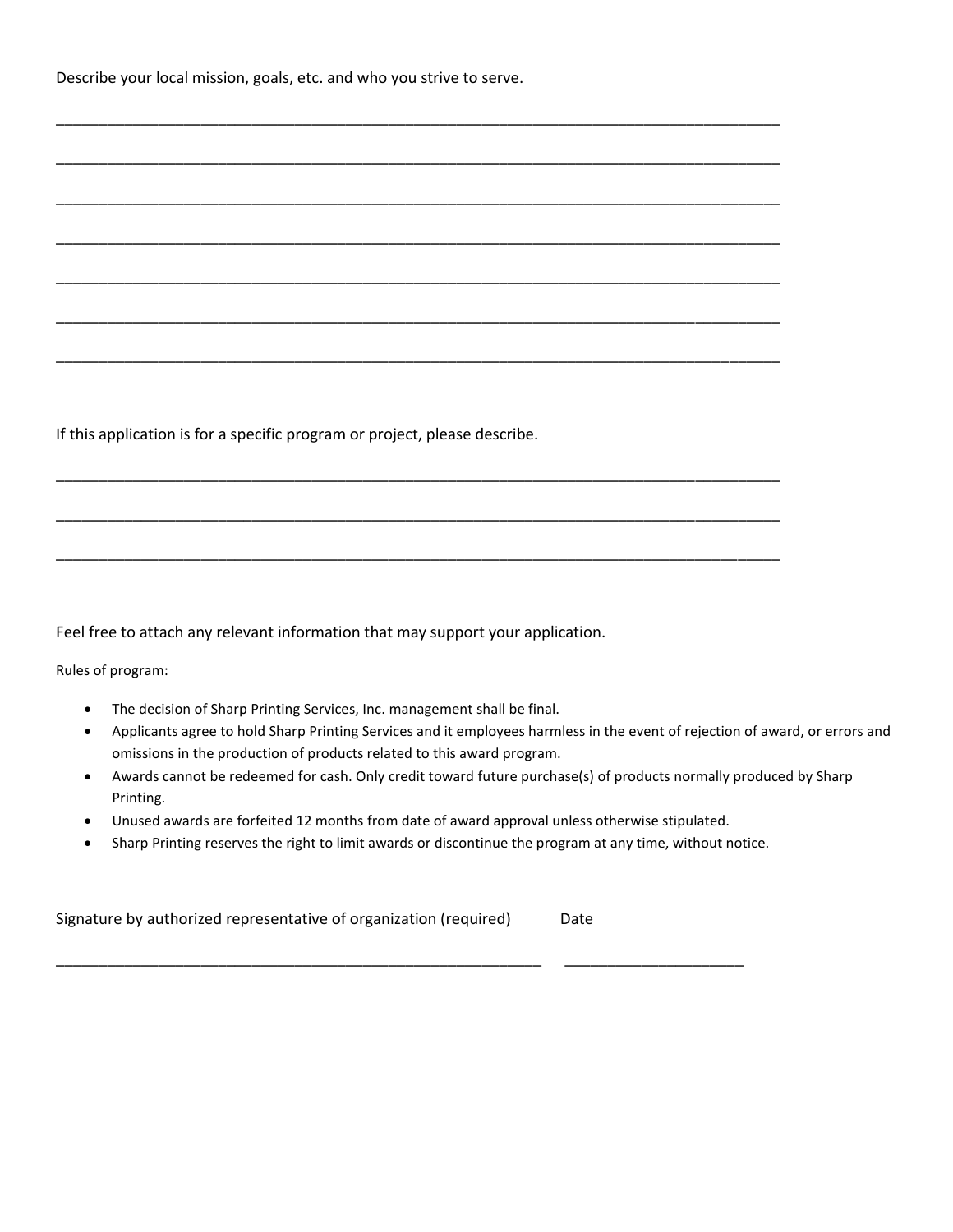Describe your local mission, goals, etc. and who you strive to serve.

_______________________________________________________________________________

_______________________________________________________________________________

_______________________________________________________________________________

_______________________________________________________________________________

_______________________________________________________________________________

_______________________________________________________________________________

_______________________________________________________________________________

If this application is for a specific program or project, please describe.

_______________________________________________________________________________

_______________________________________________________________________________

_______________________________________________________________________________

Feel free to attach any relevant information that may support your application.

Rules of program:

- The decision of Sharp Printing Services, Inc. management shall be final.
- Applicants agree to hold Sharp Printing Services and it employees harmless in the event of rejection of award, or errors and omissions in the production of products related to this award program.
- Awards cannot be redeemed for cash. Only credit toward future purchase(s) of products normally produced by Sharp Printing.
- Unused awards are forfeited 12 months from date of award approval unless otherwise stipulated.
- Sharp Printing reserves the right to limit awards or discontinue the program at any time, without notice.

Signature by authorized representative of organization (required) Date

_____________________________________________________ ____________________